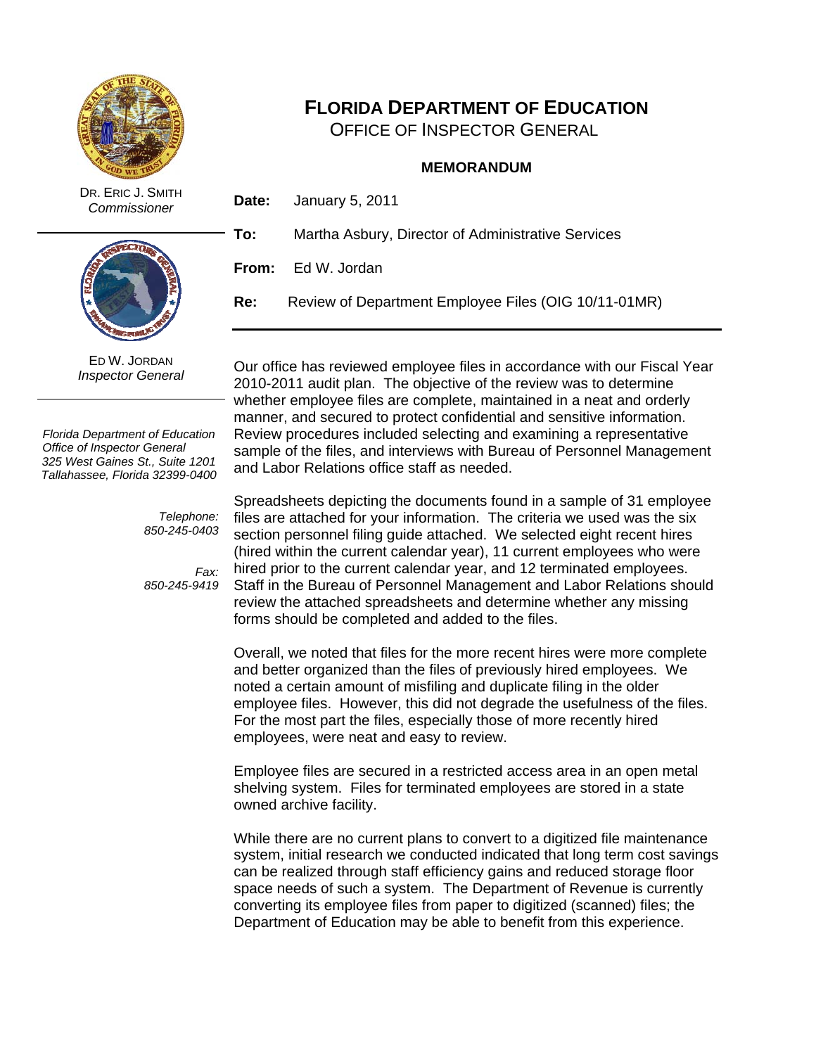# FLORIDA DEPARTMENT OF EDUCATION

OFFICE OF INSPECTOR GENERAL

**MEMORANDUM**

DR. ERIC J. SMITH
*Commissioner*

ED W. JORDAN
*Inspector General*

*Florida Department of Education*
*Office of Inspector General*
*325 West Gaines St., Suite 1201*
*Tallahassee, Florida 32399-0400*

*Telephone:*
*850-245-0403*

*Fax:*
*850-245-9419*

**Date:** January 5, 2011

**To:** Martha Asbury, Director of Administrative Services

**From:** Ed W. Jordan

**Re:** Review of Department Employee Files (OIG 10/11-01MR)

---

Our office has reviewed employee files in accordance with our Fiscal Year 2010-2011 audit plan. The objective of the review was to determine whether employee files are complete, maintained in a neat and orderly manner, and secured to protect confidential and sensitive information. Review procedures included selecting and examining a representative sample of the files, and interviews with Bureau of Personnel Management and Labor Relations office staff as needed.

Spreadsheets depicting the documents found in a sample of 31 employee files are attached for your information. The criteria we used was the six section personnel filing guide attached. We selected eight recent hires (hired within the current calendar year), 11 current employees who were hired prior to the current calendar year, and 12 terminated employees. Staff in the Bureau of Personnel Management and Labor Relations should review the attached spreadsheets and determine whether any missing forms should be completed and added to the files.

Overall, we noted that files for the more recent hires were more complete and better organized than the files of previously hired employees. We noted a certain amount of misfiling and duplicate filing in the older employee files. However, this did not degrade the usefulness of the files. For the most part the files, especially those of more recently hired employees, were neat and easy to review.

Employee files are secured in a restricted access area in an open metal shelving system. Files for terminated employees are stored in a state owned archive facility.

While there are no current plans to convert to a digitized file maintenance system, initial research we conducted indicated that long term cost savings can be realized through staff efficiency gains and reduced storage floor space needs of such a system. The Department of Revenue is currently converting its employee files from paper to digitized (scanned) files; the Department of Education may be able to benefit from this experience.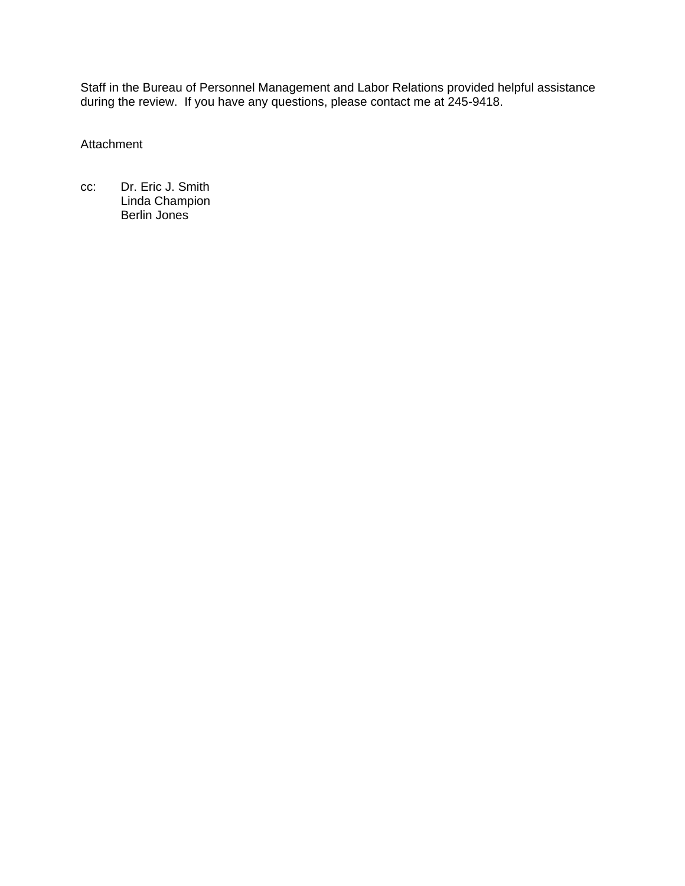Staff in the Bureau of Personnel Management and Labor Relations provided helpful assistance during the review. If you have any questions, please contact me at 245-9418.

Attachment

cc: Dr. Eric J. Smith
Linda Champion
Berlin Jones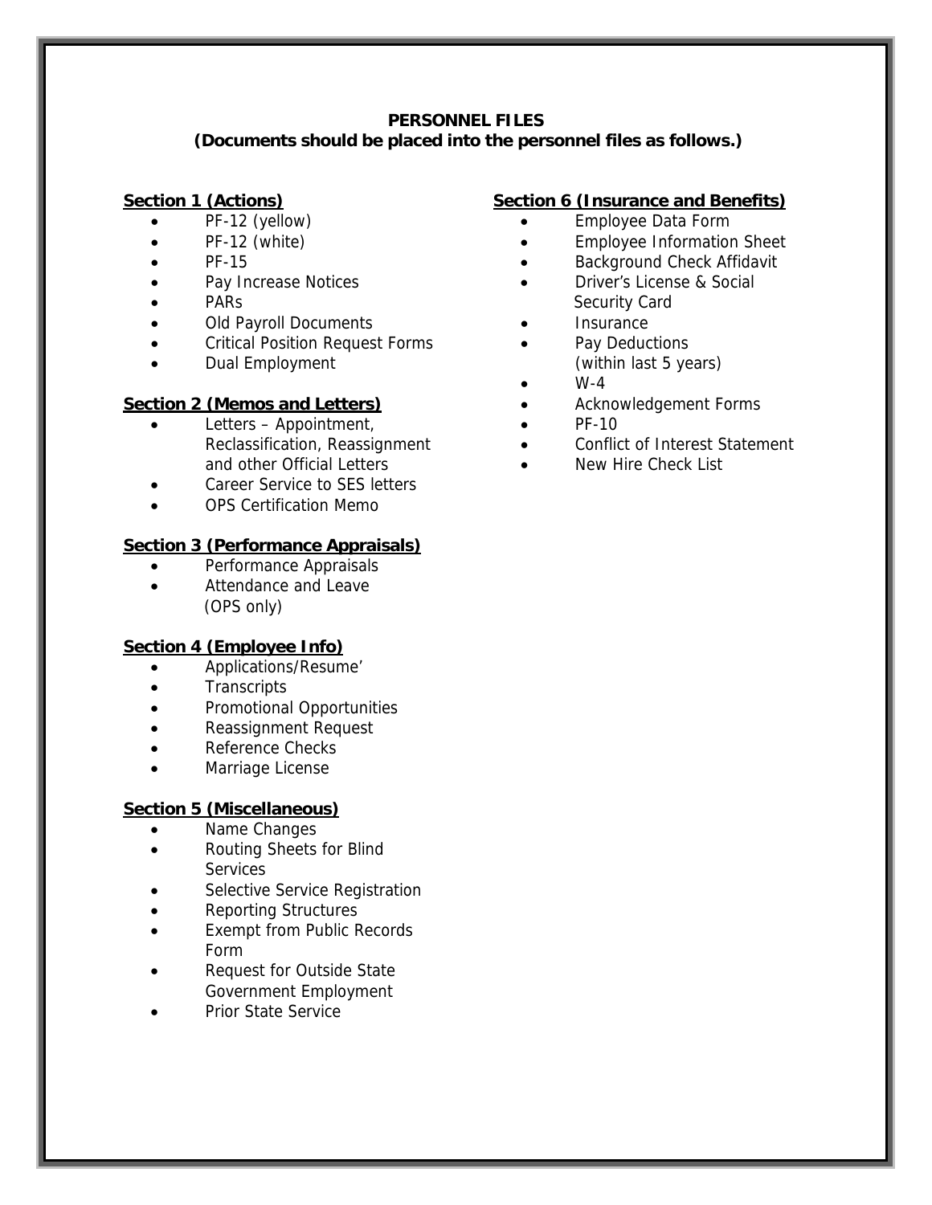# PERSONNEL FILES

**(Documents should be placed into the personnel files as follows.)**

## Section 1 (Actions)

- PF-12 (yellow)
- PF-12 (white)
- PF-15
- Pay Increase Notices
- PARs
- Old Payroll Documents
- Critical Position Request Forms
- Dual Employment

## Section 2 (Memos and Letters)

- Letters – Appointment, Reclassification, Reassignment and other Official Letters
- Career Service to SES letters
- OPS Certification Memo

## Section 3 (Performance Appraisals)

- Performance Appraisals
- Attendance and Leave (OPS only)

## Section 4 (Employee Info)

- Applications/Resume'
- Transcripts
- Promotional Opportunities
- Reassignment Request
- Reference Checks
- Marriage License

## Section 5 (Miscellaneous)

- Name Changes
- Routing Sheets for Blind Services
- Selective Service Registration
- Reporting Structures
- Exempt from Public Records Form
- Request for Outside State Government Employment
- Prior State Service

## Section 6 (Insurance and Benefits)

- Employee Data Form
- Employee Information Sheet
- Background Check Affidavit
- Driver's License & Social Security Card
- Insurance
- Pay Deductions (within last 5 years)
- W-4
- Acknowledgement Forms
- PF-10
- Conflict of Interest Statement
- New Hire Check List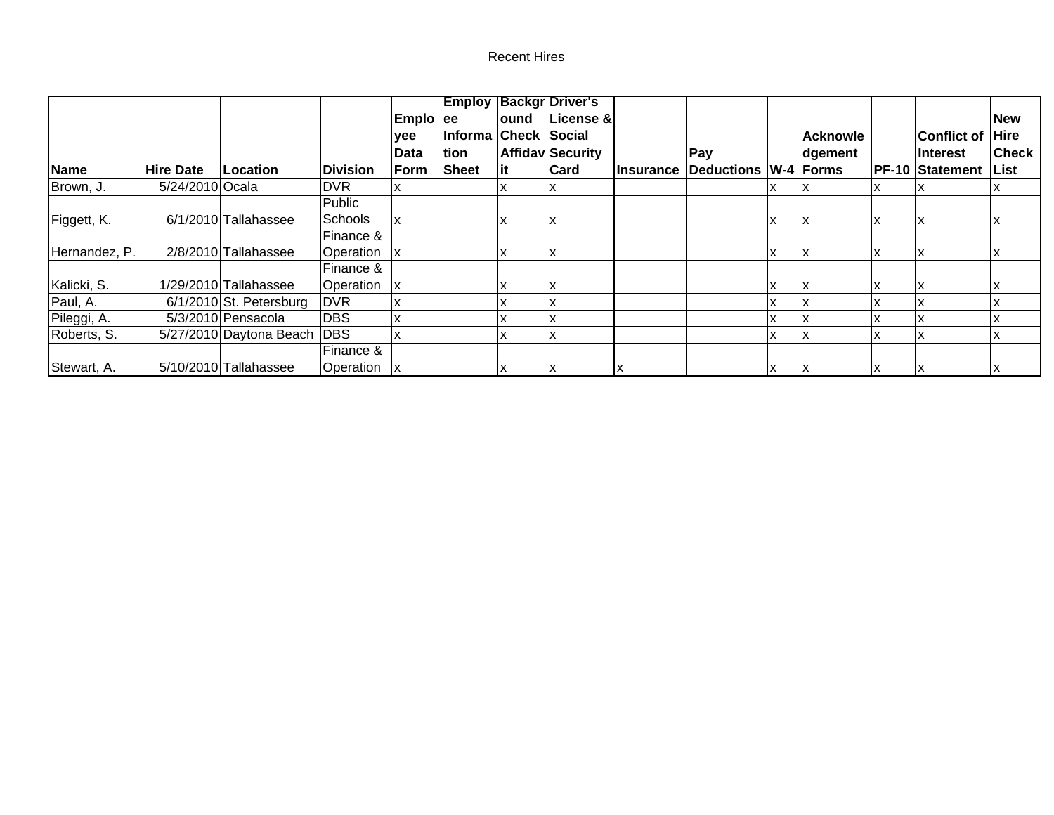Recent Hires

| Name | Hire Date | Location | Division | Employee Data Form | Employee Information Sheet | Background Check Affidavit | Driver's License & Social Security Card | Insurance | Pay Deductions | W-4 | Acknowledgement Forms | PF-10 | Conflict of Interest Statement | New Hire Check List |
|---|---|---|---|---|---|---|---|---|---|---|---|---|---|---|
| Brown, J. | 5/24/2010 | Ocala | DVR | x | | x | x | | | x | x | x | x | x |
| Figgett, K. | 6/1/2010 | Tallahassee | Public Schools | x | | x | x | | | x | x | x | x | x |
| Hernandez, P. | 2/8/2010 | Tallahassee | Finance & Operation | x | | x | x | | | x | x | x | x | x |
| Kalicki, S. | 1/29/2010 | Tallahassee | Finance & Operation | x | | x | x | | | x | x | x | x | x |
| Paul, A. | 6/1/2010 | St. Petersburg | DVR | x | | x | x | | | x | x | x | x | x |
| Pileggi, A. | 5/3/2010 | Pensacola | DBS | x | | x | x | | | x | x | x | x | x |
| Roberts, S. | 5/27/2010 | Daytona Beach | DBS | x | | x | x | | | x | x | x | x | x |
| Stewart, A. | 5/10/2010 | Tallahassee | Finance & Operation | x | | x | x | x | | x | x | x | x | x |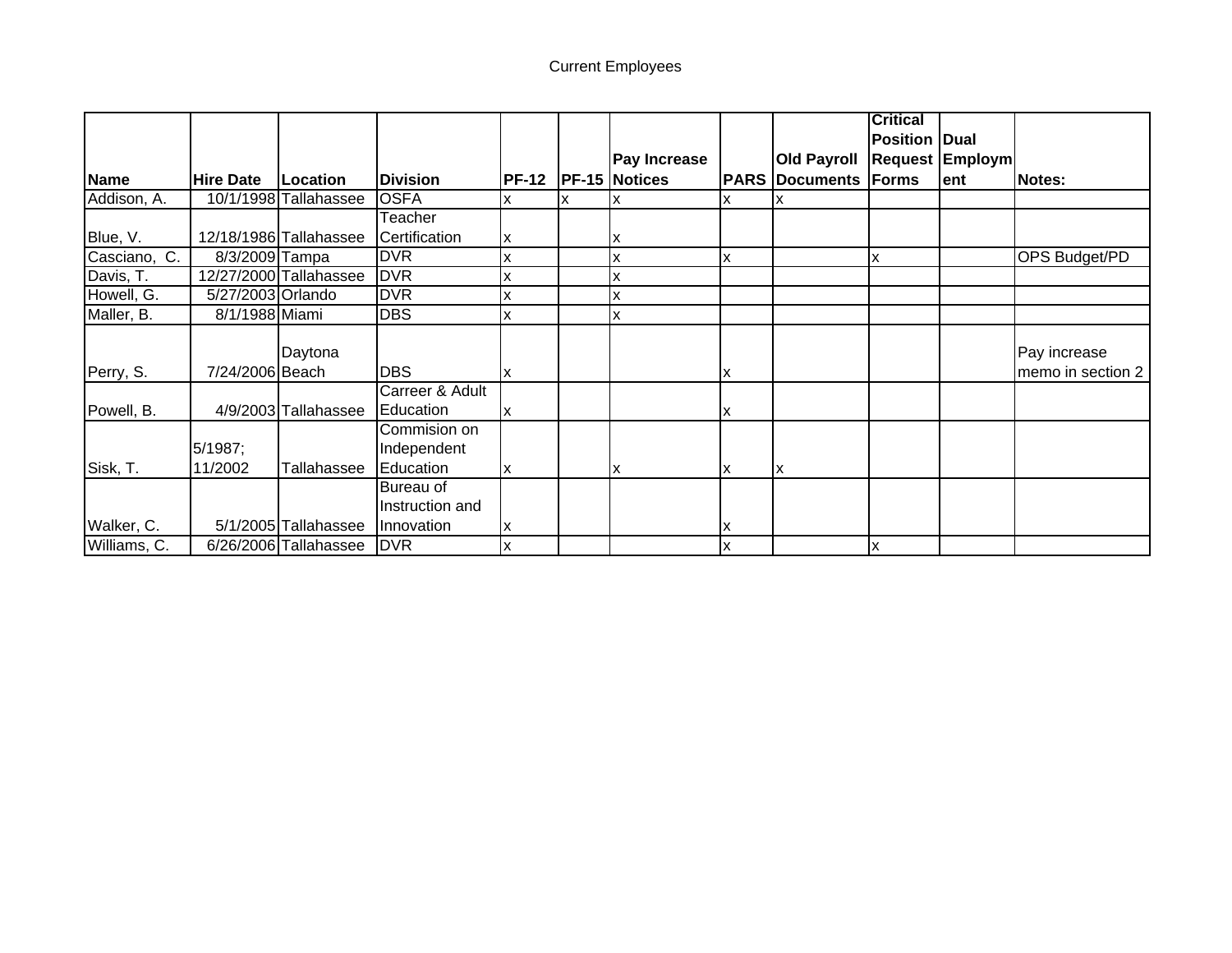Current Employees

| Name | Hire Date | Location | Division | PF-12 | PF-15 | Pay Increase Notices | PARS | Old Payroll Documents | Critical Position Request Forms | Dual Employment | Notes: |
|---|---|---|---|---|---|---|---|---|---|---|---|
| Addison, A. | 10/1/1998 | Tallahassee | OSFA | x | x | x | x | x | | | |
| Blue, V. | 12/18/1986 | Tallahassee | Teacher Certification | x | | x | | | | | |
| Casciano, C. | 8/3/2009 | Tampa | DVR | x | | x | x | | x | | OPS Budget/PD |
| Davis, T. | 12/27/2000 | Tallahassee | DVR | x | | x | | | | | |
| Howell, G. | 5/27/2003 | Orlando | DVR | x | | x | | | | | |
| Maller, B. | 8/1/1988 | Miami | DBS | x | | x | | | | | |
| Perry, S. | 7/24/2006 | Daytona Beach | DBS | x | | | x | | | | Pay increase memo in section 2 |
| Powell, B. | 4/9/2003 | Tallahassee | Carreer & Adult Education | x | | | x | | | | |
| Sisk, T. | 5/1987; 11/2002 | Tallahassee | Commision on Independent Education | x | | x | x | x | | | |
| Walker, C. | 5/1/2005 | Tallahassee | Bureau of Instruction and Innovation | x | | | x | | | | |
| Williams, C. | 6/26/2006 | Tallahassee | DVR | x | | | x | | x | | |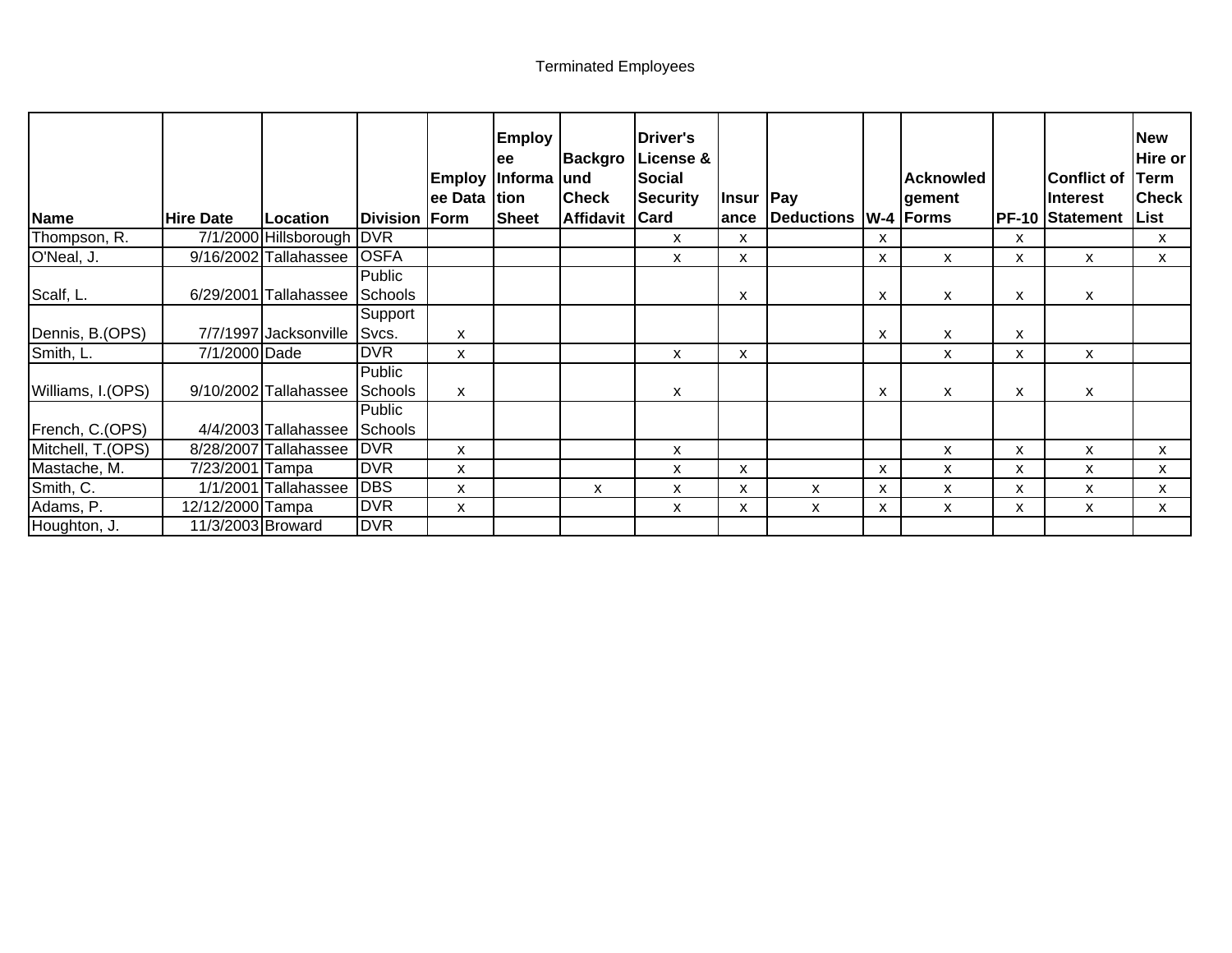Terminated Employees

| Name | Hire Date | Location | Division | Employee Data Form | Employee Information Sheet | Background Check Affidavit | Driver's License & Social Security Card | Insurance | Pay Deductions | W-4 | Acknowledgement Forms | PF-10 | Conflict of Interest Statement | New Hire or Term Check List |
|---|---|---|---|---|---|---|---|---|---|---|---|---|---|---|
| Thompson, R. | 7/1/2000 | Hillsborough | DVR | | | | x | x | | x | | x | | x |
| O'Neal, J. | 9/16/2002 | Tallahassee | OSFA | | | | x | x | | x | x | x | x | x |
| Scalf, L. | 6/29/2001 | Tallahassee | Public Schools | | | | | x | | x | x | x | x | |
| Dennis, B.(OPS) | 7/7/1997 | Jacksonville | Support Svcs. | x | | | | | | x | x | x | | |
| Smith, L. | 7/1/2000 | Dade | DVR | x | | | x | x | | | x | x | x | |
| Williams, I.(OPS) | 9/10/2002 | Tallahassee | Public Schools | x | | | x | | | x | x | x | x | |
| French, C.(OPS) | 4/4/2003 | Tallahassee | Public Schools | | | | | | | | | | | |
| Mitchell, T.(OPS) | 8/28/2007 | Tallahassee | DVR | x | | | x | | | | x | x | x | x |
| Mastache, M. | 7/23/2001 | Tampa | DVR | x | | | x | x | | x | x | x | x | x |
| Smith, C. | 1/1/2001 | Tallahassee | DBS | x | | x | x | x | x | x | x | x | x | x |
| Adams, P. | 12/12/2000 | Tampa | DVR | x | | | x | x | x | x | x | x | x | x |
| Houghton, J. | 11/3/2003 | Broward | DVR | | | | | | | | | | | |